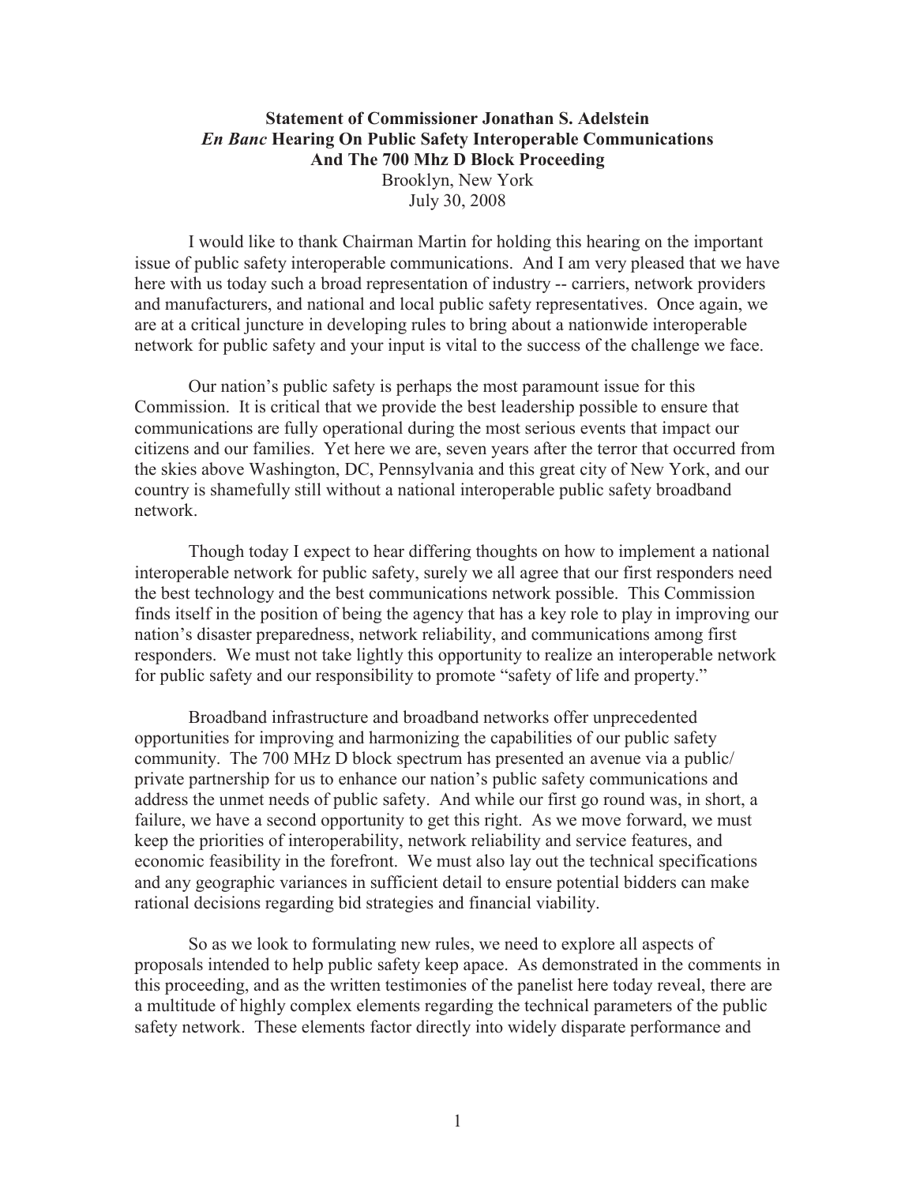**Statement of Commissioner Jonathan S. Adelstein**
***En Banc* Hearing On Public Safety Interoperable Communications**
**And The 700 Mhz D Block Proceeding**
Brooklyn, New York
July 30, 2008

I would like to thank Chairman Martin for holding this hearing on the important issue of public safety interoperable communications. And I am very pleased that we have here with us today such a broad representation of industry -- carriers, network providers and manufacturers, and national and local public safety representatives. Once again, we are at a critical juncture in developing rules to bring about a nationwide interoperable network for public safety and your input is vital to the success of the challenge we face.

Our nation's public safety is perhaps the most paramount issue for this Commission. It is critical that we provide the best leadership possible to ensure that communications are fully operational during the most serious events that impact our citizens and our families. Yet here we are, seven years after the terror that occurred from the skies above Washington, DC, Pennsylvania and this great city of New York, and our country is shamefully still without a national interoperable public safety broadband network.

Though today I expect to hear differing thoughts on how to implement a national interoperable network for public safety, surely we all agree that our first responders need the best technology and the best communications network possible. This Commission finds itself in the position of being the agency that has a key role to play in improving our nation's disaster preparedness, network reliability, and communications among first responders. We must not take lightly this opportunity to realize an interoperable network for public safety and our responsibility to promote "safety of life and property."

Broadband infrastructure and broadband networks offer unprecedented opportunities for improving and harmonizing the capabilities of our public safety community. The 700 MHz D block spectrum has presented an avenue via a public/ private partnership for us to enhance our nation's public safety communications and address the unmet needs of public safety. And while our first go round was, in short, a failure, we have a second opportunity to get this right. As we move forward, we must keep the priorities of interoperability, network reliability and service features, and economic feasibility in the forefront. We must also lay out the technical specifications and any geographic variances in sufficient detail to ensure potential bidders can make rational decisions regarding bid strategies and financial viability.

So as we look to formulating new rules, we need to explore all aspects of proposals intended to help public safety keep apace. As demonstrated in the comments in this proceeding, and as the written testimonies of the panelist here today reveal, there are a multitude of highly complex elements regarding the technical parameters of the public safety network. These elements factor directly into widely disparate performance and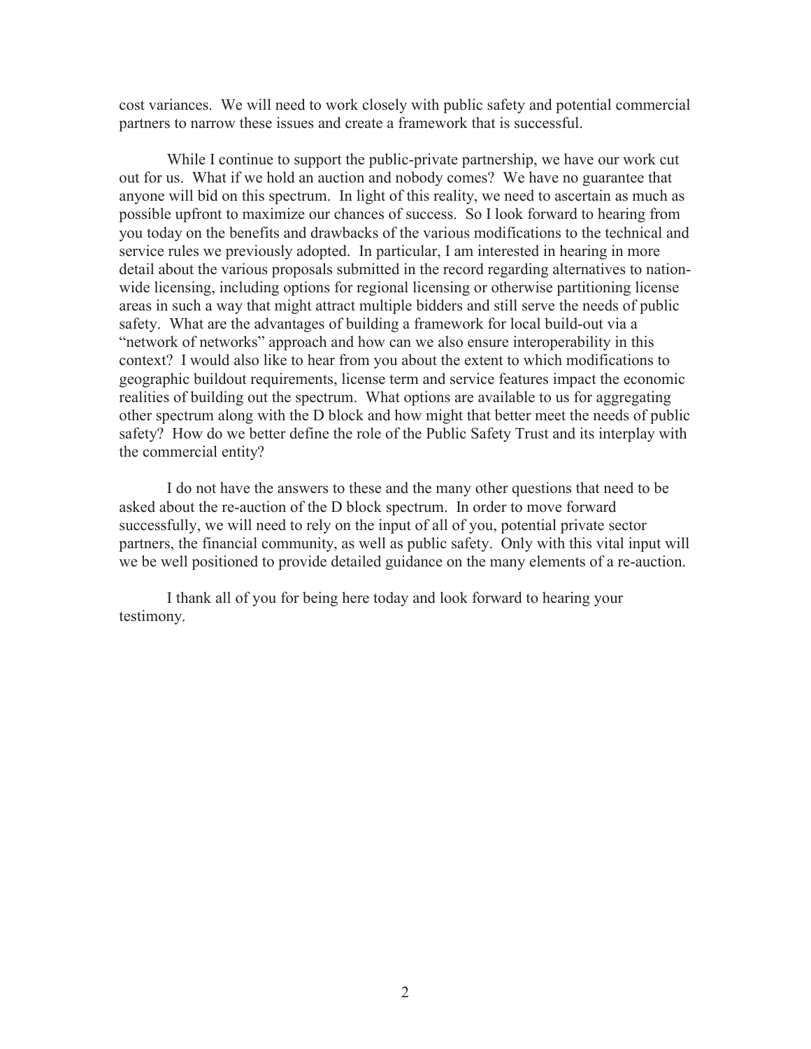cost variances. We will need to work closely with public safety and potential commercial partners to narrow these issues and create a framework that is successful.

While I continue to support the public-private partnership, we have our work cut out for us. What if we hold an auction and nobody comes? We have no guarantee that anyone will bid on this spectrum. In light of this reality, we need to ascertain as much as possible upfront to maximize our chances of success. So I look forward to hearing from you today on the benefits and drawbacks of the various modifications to the technical and service rules we previously adopted. In particular, I am interested in hearing in more detail about the various proposals submitted in the record regarding alternatives to nation-wide licensing, including options for regional licensing or otherwise partitioning license areas in such a way that might attract multiple bidders and still serve the needs of public safety. What are the advantages of building a framework for local build-out via a "network of networks" approach and how can we also ensure interoperability in this context? I would also like to hear from you about the extent to which modifications to geographic buildout requirements, license term and service features impact the economic realities of building out the spectrum. What options are available to us for aggregating other spectrum along with the D block and how might that better meet the needs of public safety? How do we better define the role of the Public Safety Trust and its interplay with the commercial entity?

I do not have the answers to these and the many other questions that need to be asked about the re-auction of the D block spectrum. In order to move forward successfully, we will need to rely on the input of all of you, potential private sector partners, the financial community, as well as public safety. Only with this vital input will we be well positioned to provide detailed guidance on the many elements of a re-auction.

I thank all of you for being here today and look forward to hearing your testimony.